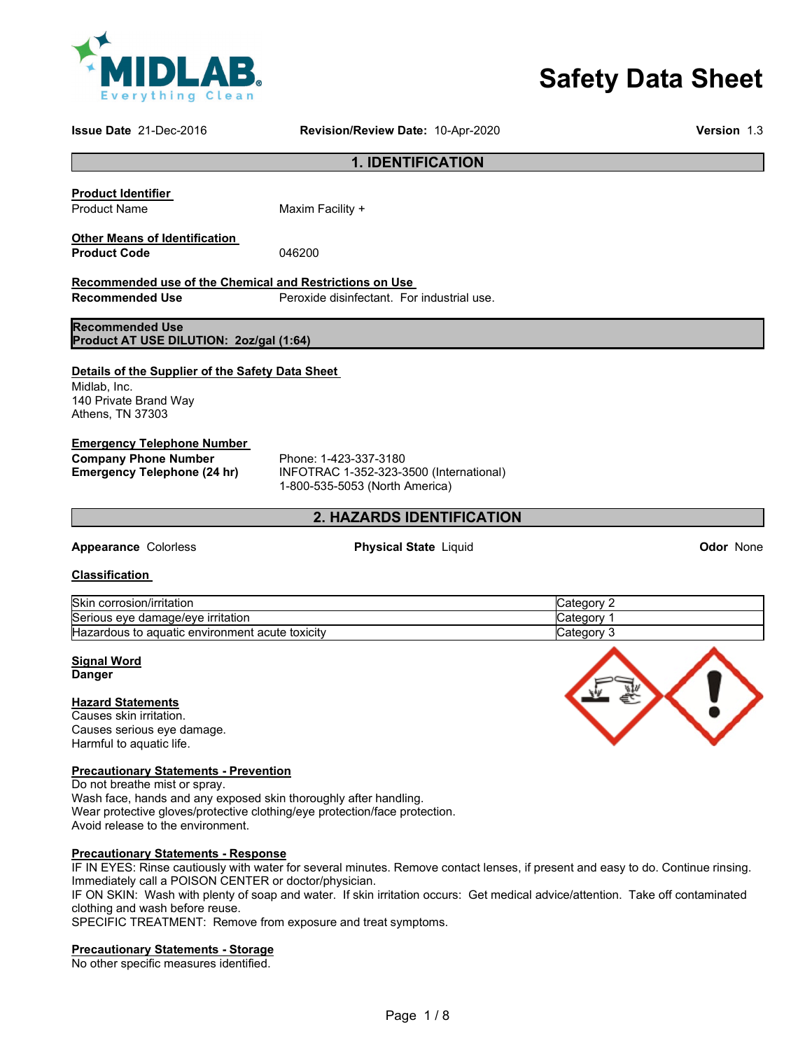MIDLAB
Everything Clean

# Safety Data Sheet

**Issue Date** 21-Dec-2016 **Revision/Review Date:** 10-Apr-2020 **Version** 1.3

## 1. IDENTIFICATION

**Product Identifier**

Product Name Maxim Facility +

**Other Means of Identification**

**Product Code** 046200

**Recommended use of the Chemical and Restrictions on Use**

**Recommended Use** Peroxide disinfectant. For industrial use.

**Recommended Use**
**Product AT USE DILUTION: 2oz/gal (1:64)**

**Details of the Supplier of the Safety Data Sheet**

Midlab, Inc.
140 Private Brand Way
Athens, TN 37303

**Emergency Telephone Number**

**Company Phone Number** Phone: 1-423-337-3180
**Emergency Telephone (24 hr)** INFOTRAC 1-352-323-3500 (International)
1-800-535-5053 (North America)

## 2. HAZARDS IDENTIFICATION

**Appearance** Colorless **Physical State** Liquid **Odor** None

**Classification**

| | |
|---|---|
| Skin corrosion/irritation | Category 2 |
| Serious eye damage/eye irritation | Category 1 |
| Hazardous to aquatic environment acute toxicity | Category 3 |

**Signal Word**
**Danger**

**Hazard Statements**
Causes skin irritation.
Causes serious eye damage.
Harmful to aquatic life.

**Precautionary Statements - Prevention**
Do not breathe mist or spray.
Wash face, hands and any exposed skin thoroughly after handling.
Wear protective gloves/protective clothing/eye protection/face protection.
Avoid release to the environment.

**Precautionary Statements - Response**
IF IN EYES: Rinse cautiously with water for several minutes. Remove contact lenses, if present and easy to do. Continue rinsing. Immediately call a POISON CENTER or doctor/physician.
IF ON SKIN: Wash with plenty of soap and water. If skin irritation occurs: Get medical advice/attention. Take off contaminated clothing and wash before reuse.
SPECIFIC TREATMENT: Remove from exposure and treat symptoms.

**Precautionary Statements - Storage**
No other specific measures identified.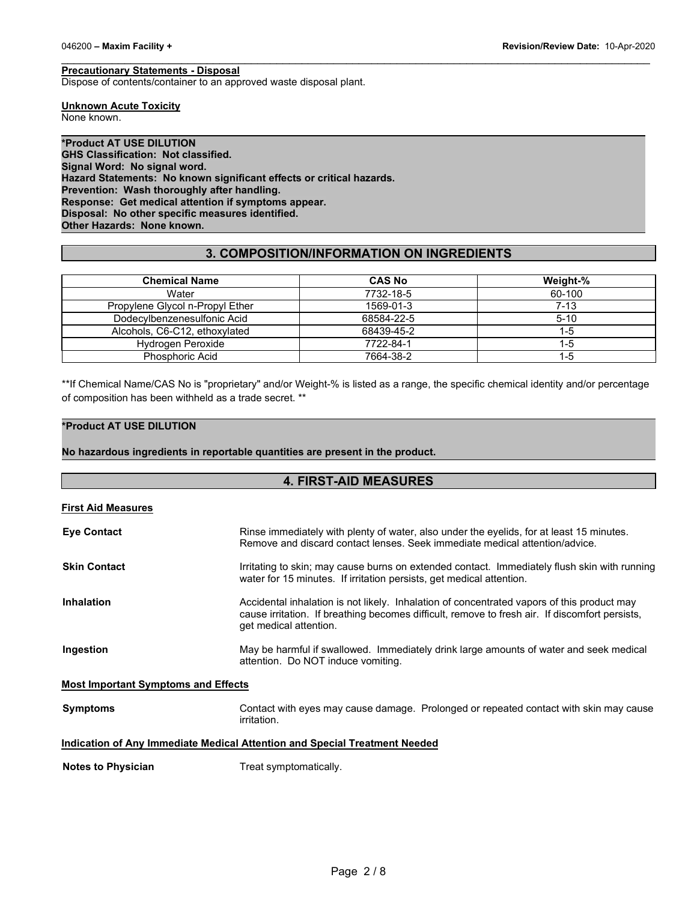**Precautionary Statements - Disposal**

Dispose of contents/container to an approved waste disposal plant.

**Unknown Acute Toxicity**

None known.

**\*Product AT USE DILUTION**
**GHS Classification: Not classified.**
**Signal Word: No signal word.**
**Hazard Statements: No known significant effects or critical hazards.**
**Prevention: Wash thoroughly after handling.**
**Response: Get medical attention if symptoms appear.**
**Disposal: No other specific measures identified.**
**Other Hazards: None known.**

## 3. COMPOSITION/INFORMATION ON INGREDIENTS

| Chemical Name | CAS No | Weight-% |
|---|---|---|
| Water | 7732-18-5 | 60-100 |
| Propylene Glycol n-Propyl Ether | 1569-01-3 | 7-13 |
| Dodecylbenzenesulfonic Acid | 68584-22-5 | 5-10 |
| Alcohols, C6-C12, ethoxylated | 68439-45-2 | 1-5 |
| Hydrogen Peroxide | 7722-84-1 | 1-5 |
| Phosphoric Acid | 7664-38-2 | 1-5 |

\*\*If Chemical Name/CAS No is "proprietary" and/or Weight-% is listed as a range, the specific chemical identity and/or percentage of composition has been withheld as a trade secret. \*\*

**\*Product AT USE DILUTION**

**No hazardous ingredients in reportable quantities are present in the product.**

## 4. FIRST-AID MEASURES

**First Aid Measures**

**Eye Contact** — Rinse immediately with plenty of water, also under the eyelids, for at least 15 minutes. Remove and discard contact lenses. Seek immediate medical attention/advice.

**Skin Contact** — Irritating to skin; may cause burns on extended contact. Immediately flush skin with running water for 15 minutes. If irritation persists, get medical attention.

**Inhalation** — Accidental inhalation is not likely. Inhalation of concentrated vapors of this product may cause irritation. If breathing becomes difficult, remove to fresh air. If discomfort persists, get medical attention.

**Ingestion** — May be harmful if swallowed. Immediately drink large amounts of water and seek medical attention. Do NOT induce vomiting.

**Most Important Symptoms and Effects**

**Symptoms** — Contact with eyes may cause damage. Prolonged or repeated contact with skin may cause irritation.

**Indication of Any Immediate Medical Attention and Special Treatment Needed**

**Notes to Physician** — Treat symptomatically.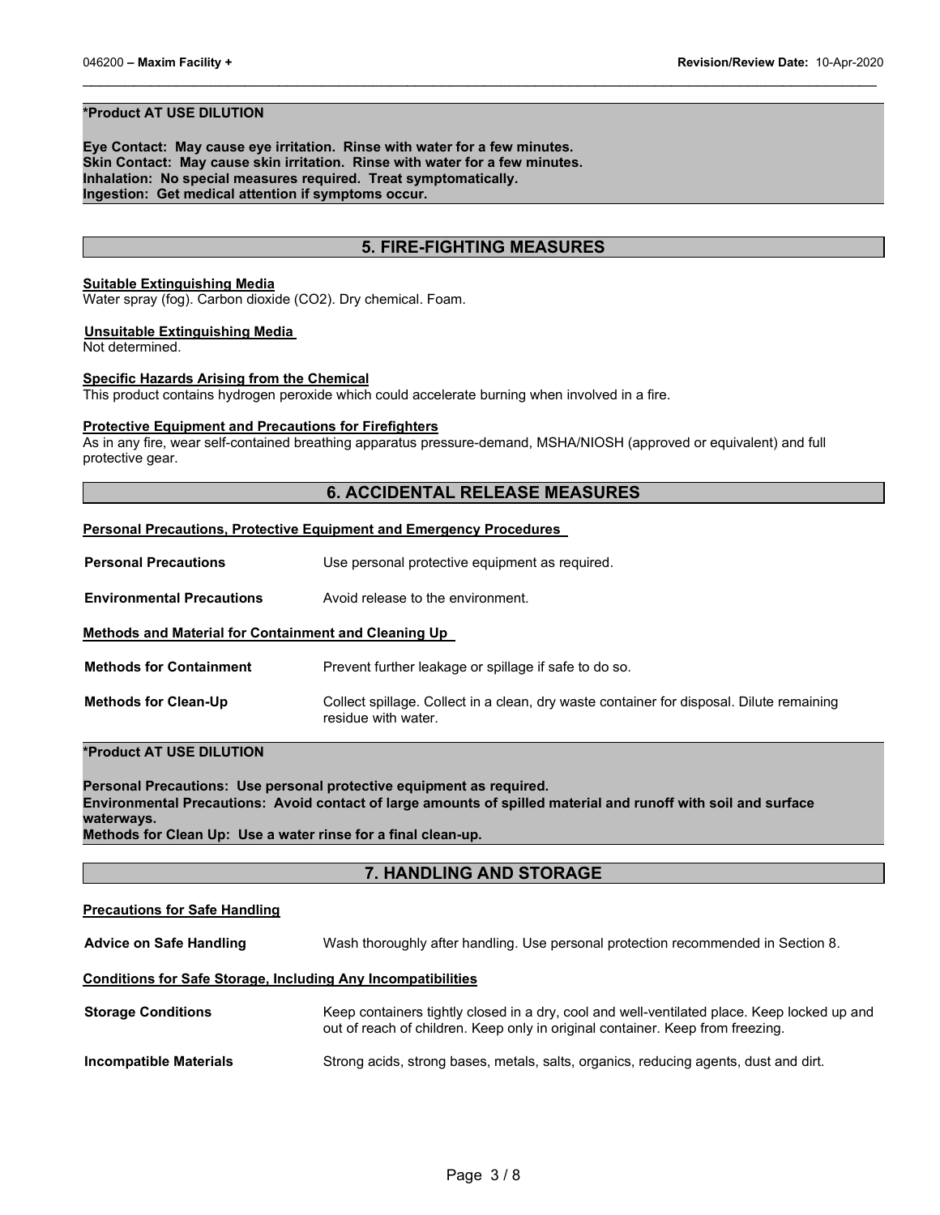**\*Product AT USE DILUTION**

**Eye Contact: May cause eye irritation. Rinse with water for a few minutes.**
**Skin Contact: May cause skin irritation. Rinse with water for a few minutes.**
**Inhalation: No special measures required. Treat symptomatically.**
**Ingestion: Get medical attention if symptoms occur.**

## 5. FIRE-FIGHTING MEASURES

**Suitable Extinguishing Media**
Water spray (fog). Carbon dioxide ($CO_2$). Dry chemical. Foam.

**Unsuitable Extinguishing Media**
Not determined.

**Specific Hazards Arising from the Chemical**
This product contains hydrogen peroxide which could accelerate burning when involved in a fire.

**Protective Equipment and Precautions for Firefighters**
As in any fire, wear self-contained breathing apparatus pressure-demand, MSHA/NIOSH (approved or equivalent) and full protective gear.

## 6. ACCIDENTAL RELEASE MEASURES

**Personal Precautions, Protective Equipment and Emergency Procedures**

**Personal Precautions** Use personal protective equipment as required.

**Environmental Precautions** Avoid release to the environment.

**Methods and Material for Containment and Cleaning Up**

**Methods for Containment** Prevent further leakage or spillage if safe to do so.

**Methods for Clean-Up** Collect spillage. Collect in a clean, dry waste container for disposal. Dilute remaining residue with water.

**\*Product AT USE DILUTION**

**Personal Precautions: Use personal protective equipment as required.**
**Environmental Precautions: Avoid contact of large amounts of spilled material and runoff with soil and surface waterways.**
**Methods for Clean Up: Use a water rinse for a final clean-up.**

## 7. HANDLING AND STORAGE

**Precautions for Safe Handling**

**Advice on Safe Handling** Wash thoroughly after handling. Use personal protection recommended in Section 8.

**Conditions for Safe Storage, Including Any Incompatibilities**

**Storage Conditions** Keep containers tightly closed in a dry, cool and well-ventilated place. Keep locked up and out of reach of children. Keep only in original container. Keep from freezing.

**Incompatible Materials** Strong acids, strong bases, metals, salts, organics, reducing agents, dust and dirt.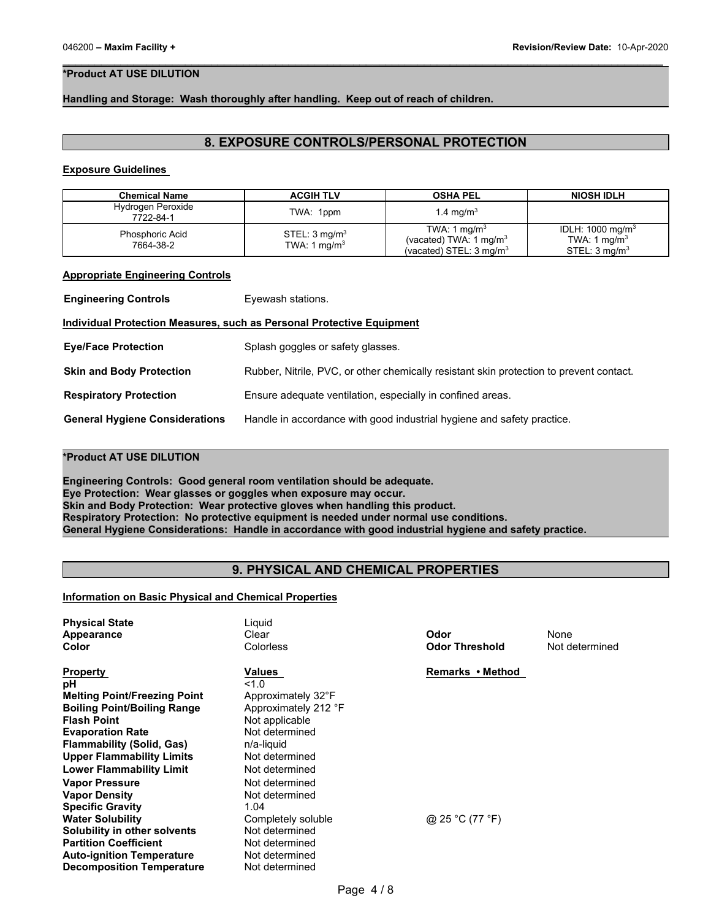**\*Product AT USE DILUTION**

**Handling and Storage: Wash thoroughly after handling. Keep out of reach of children.**

## 8. EXPOSURE CONTROLS/PERSONAL PROTECTION

**Exposure Guidelines**

| Chemical Name | ACGIH TLV | OSHA PEL | NIOSH IDLH |
|---|---|---|---|
| Hydrogen Peroxide 7722-84-1 | TWA: 1ppm | 1.4 mg/m$^3$ | |
| Phosphoric Acid 7664-38-2 | STEL: 3 mg/m$^3$ TWA: 1 mg/m$^3$ | TWA: 1 mg/m$^3$ (vacated) TWA: 1 mg/m$^3$ (vacated) STEL: 3 mg/m$^3$ | IDLH: 1000 mg/m$^3$ TWA: 1 mg/m$^3$ STEL: 3 mg/m$^3$ |

**Appropriate Engineering Controls**

**Engineering Controls** Eyewash stations.

**Individual Protection Measures, such as Personal Protective Equipment**

**Eye/Face Protection** Splash goggles or safety glasses.

**Skin and Body Protection** Rubber, Nitrile, PVC, or other chemically resistant skin protection to prevent contact.

**Respiratory Protection** Ensure adequate ventilation, especially in confined areas.

**General Hygiene Considerations** Handle in accordance with good industrial hygiene and safety practice.

**\*Product AT USE DILUTION**

**Engineering Controls: Good general room ventilation should be adequate.**
**Eye Protection: Wear glasses or goggles when exposure may occur.**
**Skin and Body Protection: Wear protective gloves when handling this product.**
**Respiratory Protection: No protective equipment is needed under normal use conditions.**
**General Hygiene Considerations: Handle in accordance with good industrial hygiene and safety practice.**

## 9. PHYSICAL AND CHEMICAL PROPERTIES

**Information on Basic Physical and Chemical Properties**

**Physical State** Liquid
**Appearance** Clear **Odor** None
**Color** Colorless **Odor Threshold** Not determined

| Property | Values | Remarks • Method |
|---|---|---|
| **pH** | <1.0 | |
| **Melting Point/Freezing Point** | Approximately 32°F | |
| **Boiling Point/Boiling Range** | Approximately 212 °F | |
| **Flash Point** | Not applicable | |
| **Evaporation Rate** | Not determined | |
| **Flammability (Solid, Gas)** | n/a-liquid | |
| **Upper Flammability Limits** | Not determined | |
| **Lower Flammability Limit** | Not determined | |
| **Vapor Pressure** | Not determined | |
| **Vapor Density** | Not determined | |
| **Specific Gravity** | 1.04 | |
| **Water Solubility** | Completely soluble | @ 25 °C (77 °F) |
| **Solubility in other solvents** | Not determined | |
| **Partition Coefficient** | Not determined | |
| **Auto-ignition Temperature** | Not determined | |
| **Decomposition Temperature** | Not determined | |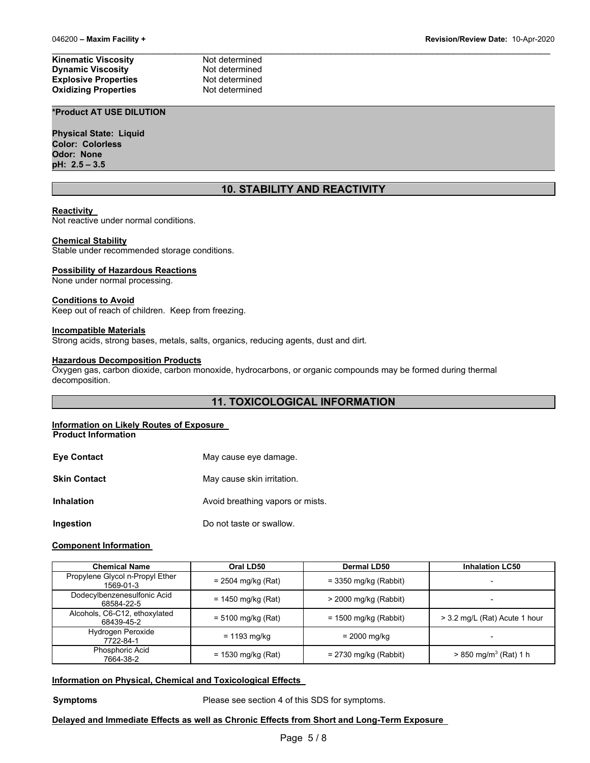| | |
|---|---|
| **Kinematic Viscosity** | Not determined |
| **Dynamic Viscosity** | Not determined |
| **Explosive Properties** | Not determined |
| **Oxidizing Properties** | Not determined |

**\*Product AT USE DILUTION**

**Physical State: Liquid**
**Color: Colorless**
**Odor: None**
**pH: 2.5 – 3.5**

## 10. STABILITY AND REACTIVITY

**Reactivity**
Not reactive under normal conditions.

**Chemical Stability**
Stable under recommended storage conditions.

**Possibility of Hazardous Reactions**
None under normal processing.

**Conditions to Avoid**
Keep out of reach of children. Keep from freezing.

**Incompatible Materials**
Strong acids, strong bases, metals, salts, organics, reducing agents, dust and dirt.

**Hazardous Decomposition Products**
Oxygen gas, carbon dioxide, carbon monoxide, hydrocarbons, or organic compounds may be formed during thermal decomposition.

## 11. TOXICOLOGICAL INFORMATION

**Information on Likely Routes of Exposure**
**Product Information**

| | |
|---|---|
| **Eye Contact** | May cause eye damage. |
| **Skin Contact** | May cause skin irritation. |
| **Inhalation** | Avoid breathing vapors or mists. |
| **Ingestion** | Do not taste or swallow. |

**Component Information**

| Chemical Name | Oral LD50 | Dermal LD50 | Inhalation LC50 |
|---|---|---|---|
| Propylene Glycol n-Propyl Ether 1569-01-3 | = 2504 mg/kg (Rat) | = 3350 mg/kg (Rabbit) | - |
| Dodecylbenzenesulfonic Acid 68584-22-5 | = 1450 mg/kg (Rat) | > 2000 mg/kg (Rabbit) | - |
| Alcohols, C6-C12, ethoxylated 68439-45-2 | = 5100 mg/kg (Rat) | = 1500 mg/kg (Rabbit) | > 3.2 mg/L (Rat) Acute 1 hour |
| Hydrogen Peroxide 7722-84-1 | = 1193 mg/kg | = 2000 mg/kg | - |
| Phosphoric Acid 7664-38-2 | = 1530 mg/kg (Rat) | = 2730 mg/kg (Rabbit) | > 850 mg/m$^3$ (Rat) 1 h |

**Information on Physical, Chemical and Toxicological Effects**

| | |
|---|---|
| **Symptoms** | Please see section 4 of this SDS for symptoms. |

**Delayed and Immediate Effects as well as Chronic Effects from Short and Long-Term Exposure**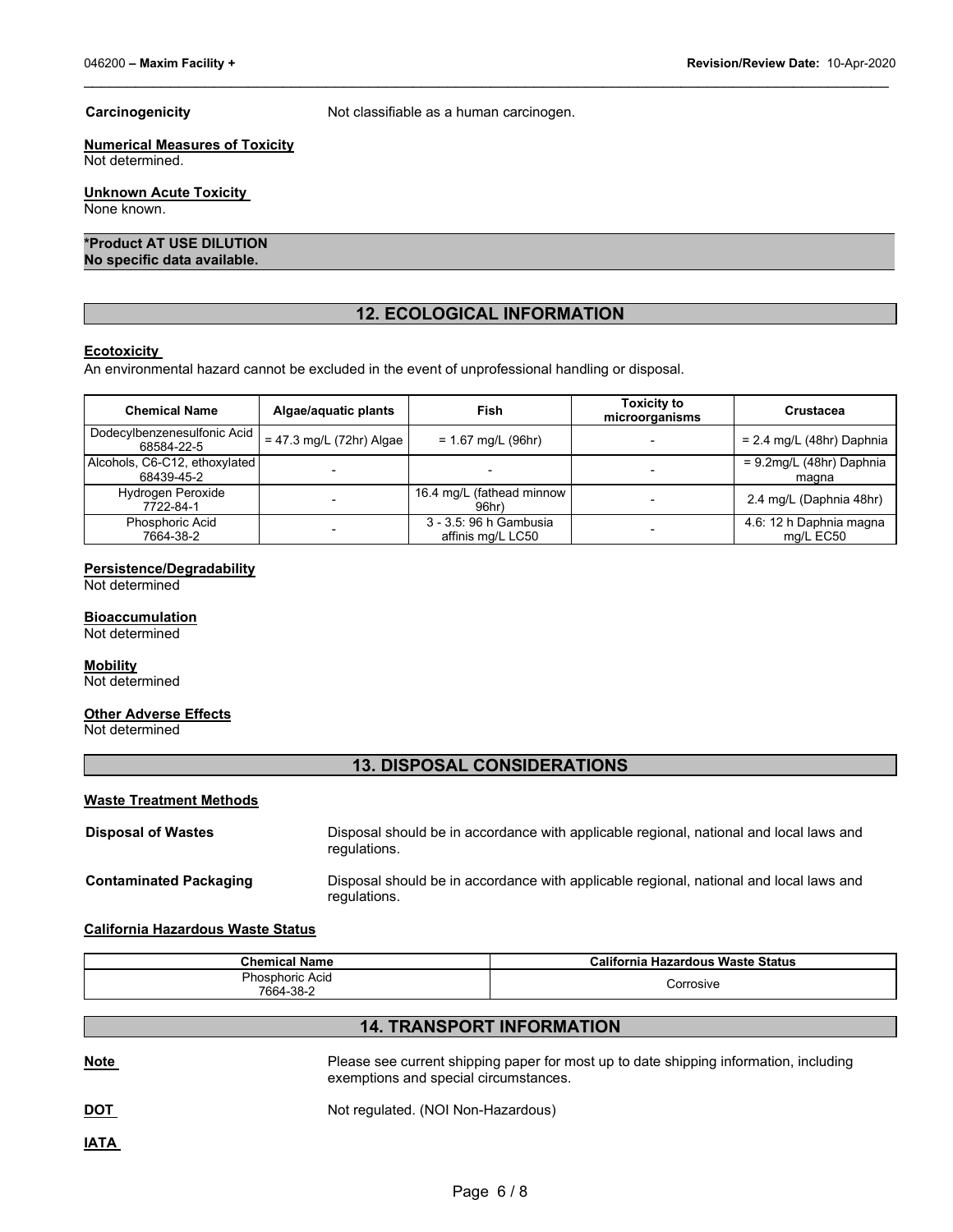**Carcinogenicity** Not classifiable as a human carcinogen.

**Numerical Measures of Toxicity**
Not determined.

**Unknown Acute Toxicity**
None known.

**\*Product AT USE DILUTION**
**No specific data available.**

## 12. ECOLOGICAL INFORMATION

**Ecotoxicity**
An environmental hazard cannot be excluded in the event of unprofessional handling or disposal.

| Chemical Name | Algae/aquatic plants | Fish | Toxicity to microorganisms | Crustacea |
|---|---|---|---|---|
| Dodecylbenzenesulfonic Acid 68584-22-5 | = 47.3 mg/L (72hr) Algae | = 1.67 mg/L (96hr) | - | = 2.4 mg/L (48hr) Daphnia |
| Alcohols, C6-C12, ethoxylated 68439-45-2 | - | - | - | = 9.2mg/L (48hr) Daphnia magna |
| Hydrogen Peroxide 7722-84-1 | - | 16.4 mg/L (fathead minnow 96hr) | - | 2.4 mg/L (Daphnia 48hr) |
| Phosphoric Acid 7664-38-2 | - | 3 - 3.5: 96 h Gambusia affinis mg/L LC50 | - | 4.6: 12 h Daphnia magna mg/L EC50 |

**Persistence/Degradability**
Not determined

**Bioaccumulation**
Not determined

**Mobility**
Not determined

**Other Adverse Effects**
Not determined

## 13. DISPOSAL CONSIDERATIONS

**Waste Treatment Methods**

**Disposal of Wastes** Disposal should be in accordance with applicable regional, national and local laws and regulations.

**Contaminated Packaging** Disposal should be in accordance with applicable regional, national and local laws and regulations.

**California Hazardous Waste Status**

| Chemical Name | California Hazardous Waste Status |
|---|---|
| Phosphoric Acid 7664-38-2 | Corrosive |

## 14. TRANSPORT INFORMATION

**Note** Please see current shipping paper for most up to date shipping information, including exemptions and special circumstances.

**DOT** Not regulated. (NOI Non-Hazardous)

**IATA**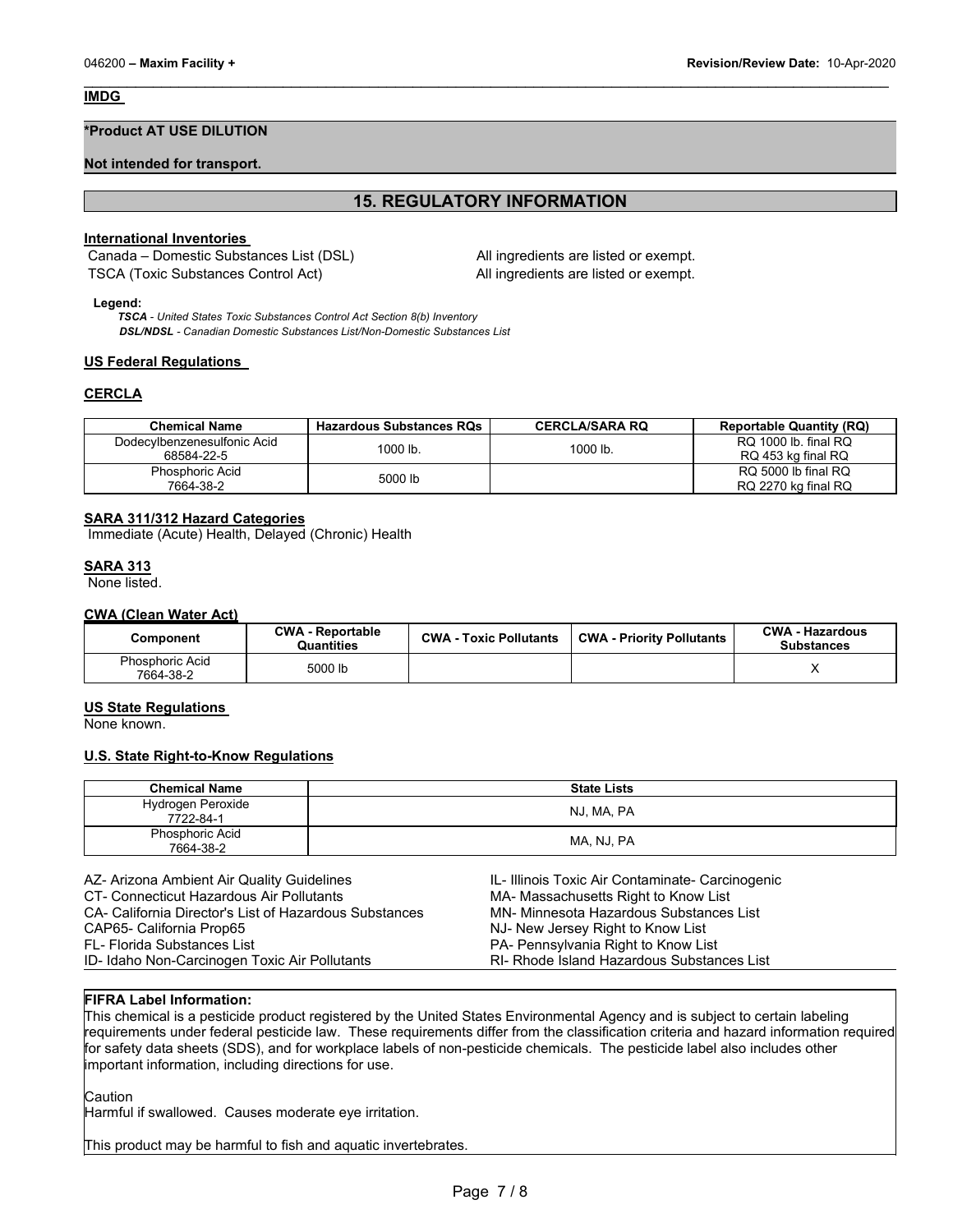**IMDG**

**\*Product AT USE DILUTION**

**Not intended for transport.**

## 15. REGULATORY INFORMATION

**International Inventories**

| | |
|---|---|
| Canada – Domestic Substances List (DSL) | All ingredients are listed or exempt. |
| TSCA (Toxic Substances Control Act) | All ingredients are listed or exempt. |

**Legend:**
*TSCA - United States Toxic Substances Control Act Section 8(b) Inventory*
*DSL/NDSL - Canadian Domestic Substances List/Non-Domestic Substances List*

**US Federal Regulations**

**CERCLA**

| Chemical Name | Hazardous Substances RQs | CERCLA/SARA RQ | Reportable Quantity (RQ) |
|---|---|---|---|
| Dodecylbenzenesulfonic Acid 68584-22-5 | 1000 lb. | 1000 lb. | RQ 1000 lb. final RQ RQ 453 kg final RQ |
| Phosphoric Acid 7664-38-2 | 5000 lb | | RQ 5000 lb final RQ RQ 2270 kg final RQ |

**SARA 311/312 Hazard Categories**
Immediate (Acute) Health, Delayed (Chronic) Health

**SARA 313**
None listed.

**CWA (Clean Water Act)**

| Component | CWA - Reportable Quantities | CWA - Toxic Pollutants | CWA - Priority Pollutants | CWA - Hazardous Substances |
|---|---|---|---|---|
| Phosphoric Acid 7664-38-2 | 5000 lb | | | X |

**US State Regulations**
None known.

**U.S. State Right-to-Know Regulations**

| Chemical Name | State Lists |
|---|---|
| Hydrogen Peroxide 7722-84-1 | NJ, MA, PA |
| Phosphoric Acid 7664-38-2 | MA, NJ, PA |

AZ- Arizona Ambient Air Quality Guidelines
CT- Connecticut Hazardous Air Pollutants
CA- California Director's List of Hazardous Substances
CAP65- California Prop65
FL- Florida Substances List
ID- Idaho Non-Carcinogen Toxic Air Pollutants
IL- Illinois Toxic Air Contaminate- Carcinogenic
MA- Massachusetts Right to Know List
MN- Minnesota Hazardous Substances List
NJ- New Jersey Right to Know List
PA- Pennsylvania Right to Know List
RI- Rhode Island Hazardous Substances List

**FIFRA Label Information:**
This chemical is a pesticide product registered by the United States Environmental Agency and is subject to certain labeling requirements under federal pesticide law. These requirements differ from the classification criteria and hazard information required for safety data sheets (SDS), and for workplace labels of non-pesticide chemicals. The pesticide label also includes other important information, including directions for use.

Caution
Harmful if swallowed. Causes moderate eye irritation.

This product may be harmful to fish and aquatic invertebrates.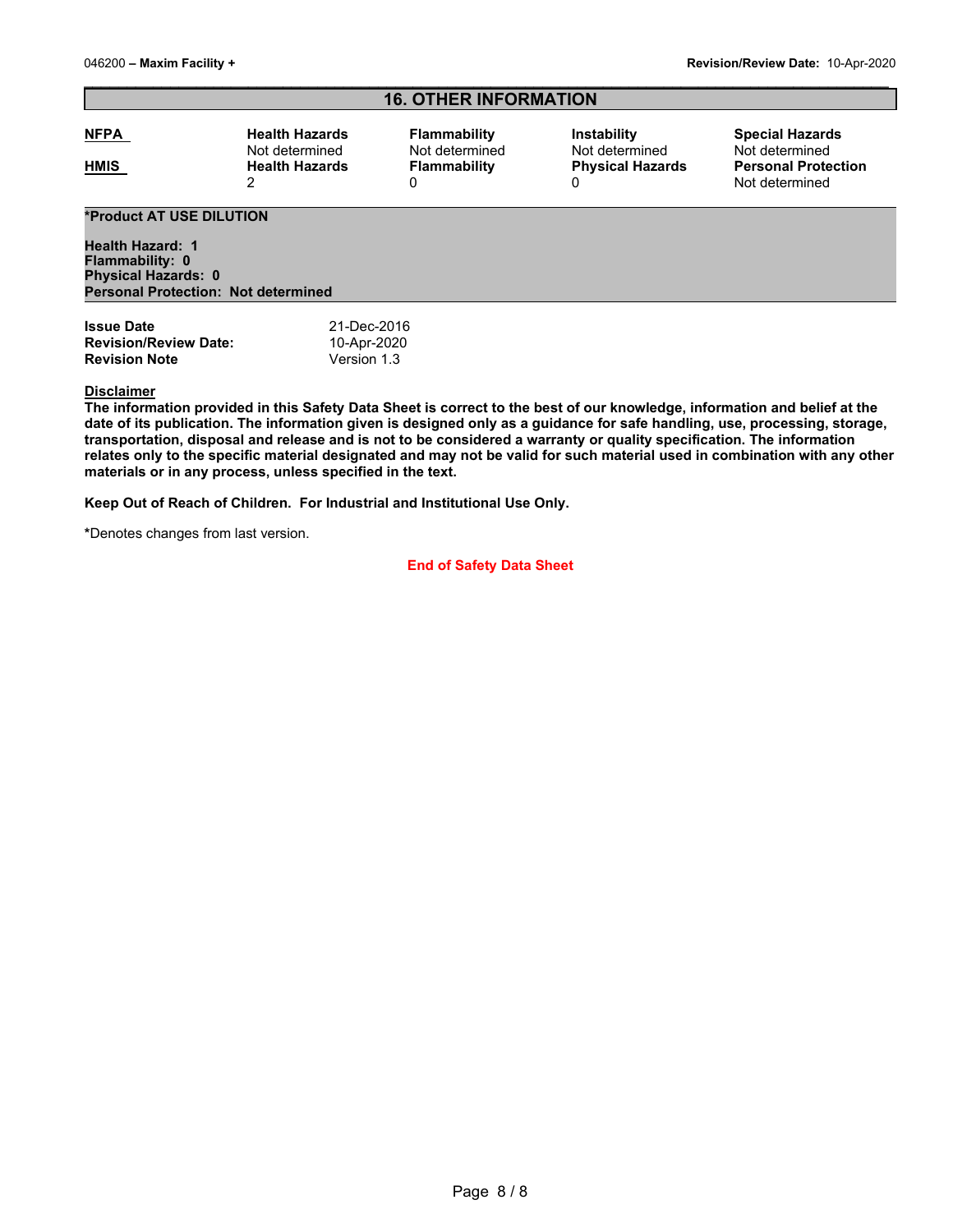## 16. OTHER INFORMATION

| | | | | |
|---|---|---|---|---|
| **NFPA** | **Health Hazards** Not determined | **Flammability** Not determined | **Instability** Not determined | **Special Hazards** Not determined |
| **HMIS** | **Health Hazards** 2 | **Flammability** 0 | **Physical Hazards** 0 | **Personal Protection** Not determined |

**\*Product AT USE DILUTION**

**Health Hazard: 1**
**Flammability: 0**
**Physical Hazards: 0**
**Personal Protection: Not determined**

| | |
|---|---|
| **Issue Date** | 21-Dec-2016 |
| **Revision/Review Date:** | 10-Apr-2020 |
| **Revision Note** | Version 1.3 |

**Disclaimer**

**The information provided in this Safety Data Sheet is correct to the best of our knowledge, information and belief at the date of its publication. The information given is designed only as a guidance for safe handling, use, processing, storage, transportation, disposal and release and is not to be considered a warranty or quality specification. The information relates only to the specific material designated and may not be valid for such material used in combination with any other materials or in any process, unless specified in the text.**

**Keep Out of Reach of Children. For Industrial and Institutional Use Only.**

**\***Denotes changes from last version.

**End of Safety Data Sheet**